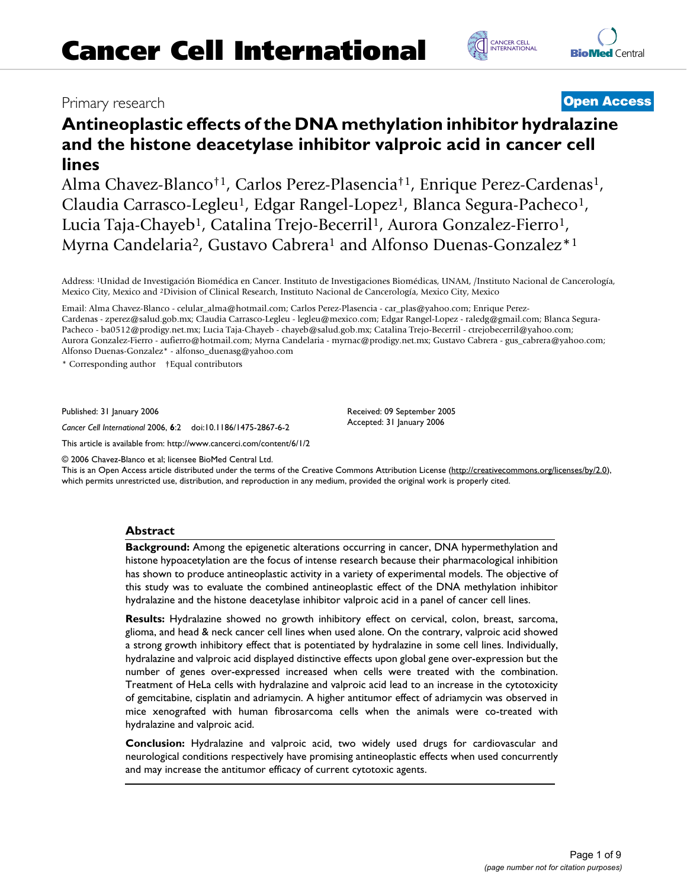# Cancer Cell International

Primary research

**Open Access**

# Antineoplastic effects of the DNA methylation inhibitor hydralazine and the histone deacetylase inhibitor valproic acid in cancer cell lines

Alma Chavez-Blanco†[1], Carlos Perez-Plasencia†[1], Enrique Perez-Cardenas[1], Claudia Carrasco-Legleu[1], Edgar Rangel-Lopez[1], Blanca Segura-Pacheco[1], Lucia Taja-Chayeb[1], Catalina Trejo-Becerril[1], Aurora Gonzalez-Fierro[1], Myrna Candelaria[2], Gustavo Cabrera[1] and Alfonso Duenas-Gonzalez*[1]

Address: [1]Unidad de Investigación Biomédica en Cancer. Instituto de Investigaciones Biomédicas, UNAM, /Instituto Nacional de Cancerología, Mexico City, Mexico and [2]Division of Clinical Research, Instituto Nacional de Cancerología, Mexico City, Mexico

Email: Alma Chavez-Blanco - celular_alma@hotmail.com; Carlos Perez-Plasencia - car_plas@yahoo.com; Enrique Perez-Cardenas - zperez@salud.gob.mx; Claudia Carrasco-Legleu - legleu@mexico.com; Edgar Rangel-Lopez - raledg@gmail.com; Blanca Segura-Pacheco - ba0512@prodigy.net.mx; Lucia Taja-Chayeb - chayeb@salud.gob.mx; Catalina Trejo-Becerril - ctrejobecerril@yahoo.com; Aurora Gonzalez-Fierro - aufierro@hotmail.com; Myrna Candelaria - myrnac@prodigy.net.mx; Gustavo Cabrera - gus_cabrera@yahoo.com; Alfonso Duenas-Gonzalez* - alfonso_duenasg@yahoo.com

\* Corresponding author †Equal contributors

Published: 31 January 2006

*Cancer Cell International* 2006, **6**:2 doi:10.1186/1475-2867-6-2

Received: 09 September 2005
Accepted: 31 January 2006

This article is available from: http://www.cancerci.com/content/6/1/2

© 2006 Chavez-Blanco et al; licensee BioMed Central Ltd.
This is an Open Access article distributed under the terms of the Creative Commons Attribution License (http://creativecommons.org/licenses/by/2.0), which permits unrestricted use, distribution, and reproduction in any medium, provided the original work is properly cited.

## Abstract

**Background:** Among the epigenetic alterations occurring in cancer, DNA hypermethylation and histone hypoacetylation are the focus of intense research because their pharmacological inhibition has shown to produce antineoplastic activity in a variety of experimental models. The objective of this study was to evaluate the combined antineoplastic effect of the DNA methylation inhibitor hydralazine and the histone deacetylase inhibitor valproic acid in a panel of cancer cell lines.

**Results:** Hydralazine showed no growth inhibitory effect on cervical, colon, breast, sarcoma, glioma, and head & neck cancer cell lines when used alone. On the contrary, valproic acid showed a strong growth inhibitory effect that is potentiated by hydralazine in some cell lines. Individually, hydralazine and valproic acid displayed distinctive effects upon global gene over-expression but the number of genes over-expressed increased when cells were treated with the combination. Treatment of HeLa cells with hydralazine and valproic acid lead to an increase in the cytotoxicity of gemcitabine, cisplatin and adriamycin. A higher antitumor effect of adriamycin was observed in mice xenografted with human fibrosarcoma cells when the animals were co-treated with hydralazine and valproic acid.

**Conclusion:** Hydralazine and valproic acid, two widely used drugs for cardiovascular and neurological conditions respectively have promising antineoplastic effects when used concurrently and may increase the antitumor efficacy of current cytotoxic agents.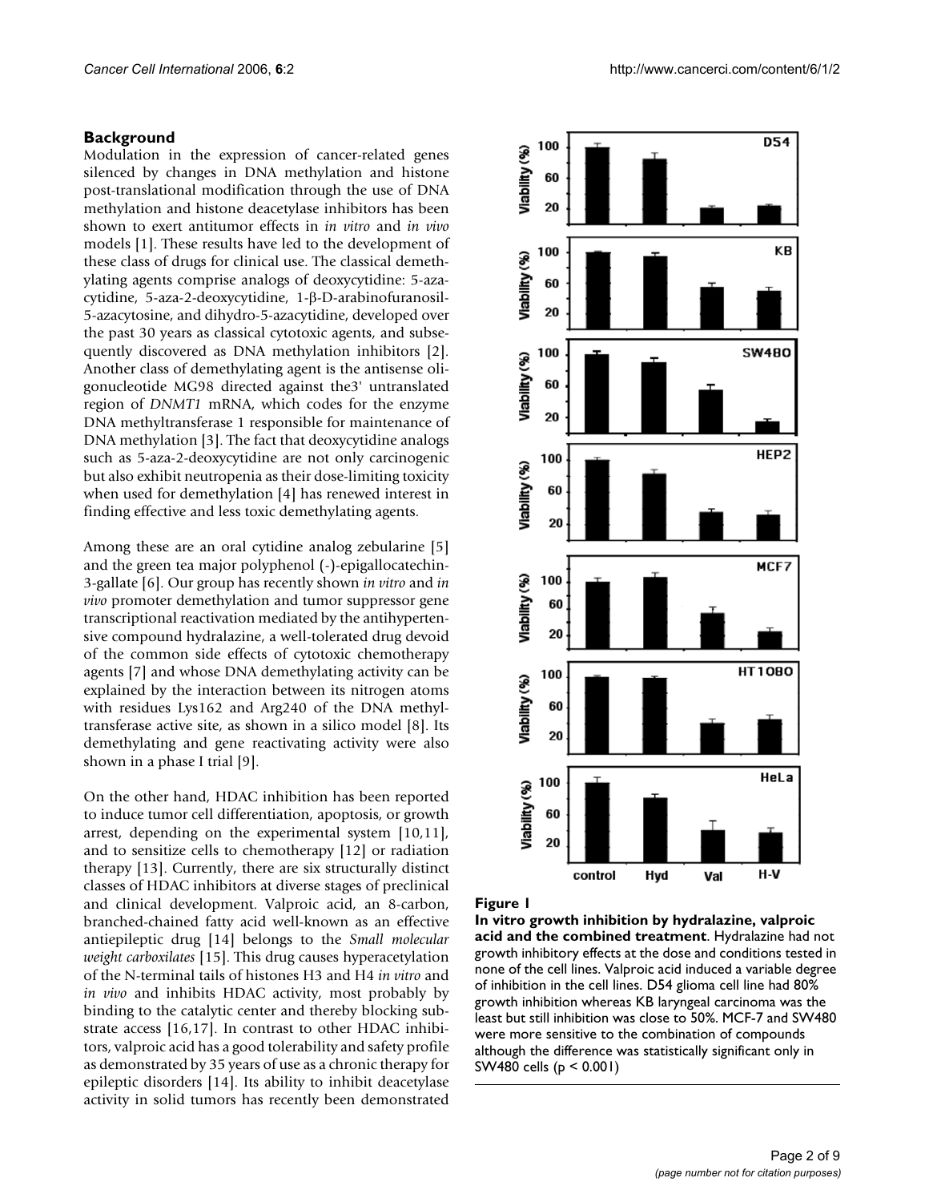## Background

Modulation in the expression of cancer-related genes silenced by changes in DNA methylation and histone post-translational modification through the use of DNA methylation and histone deacetylase inhibitors has been shown to exert antitumor effects in *in vitro* and *in vivo* models [1]. These results have led to the development of these class of drugs for clinical use. The classical demethylating agents comprise analogs of deoxycytidine: 5-azacytidine, 5-aza-2-deoxycytidine, 1-β-D-arabinofuranosil-5-azacytosine, and dihydro-5-azacytidine, developed over the past 30 years as classical cytotoxic agents, and subsequently discovered as DNA methylation inhibitors [2]. Another class of demethylating agent is the antisense oligonucleotide MG98 directed against the3' untranslated region of *DNMT1* mRNA, which codes for the enzyme DNA methyltransferase 1 responsible for maintenance of DNA methylation [3]. The fact that deoxycytidine analogs such as 5-aza-2-deoxycytidine are not only carcinogenic but also exhibit neutropenia as their dose-limiting toxicity when used for demethylation [4] has renewed interest in finding effective and less toxic demethylating agents.

Among these are an oral cytidine analog zebularine [5] and the green tea major polyphenol (-)-epigallocatechin-3-gallate [6]. Our group has recently shown *in vitro* and *in vivo* promoter demethylation and tumor suppressor gene transcriptional reactivation mediated by the antihypertensive compound hydralazine, a well-tolerated drug devoid of the common side effects of cytotoxic chemotherapy agents [7] and whose DNA demethylating activity can be explained by the interaction between its nitrogen atoms with residues Lys162 and Arg240 of the DNA methyltransferase active site, as shown in a silico model [8]. Its demethylating and gene reactivating activity were also shown in a phase I trial [9].

On the other hand, HDAC inhibition has been reported to induce tumor cell differentiation, apoptosis, or growth arrest, depending on the experimental system [10,11], and to sensitize cells to chemotherapy [12] or radiation therapy [13]. Currently, there are six structurally distinct classes of HDAC inhibitors at diverse stages of preclinical and clinical development. Valproic acid, an 8-carbon, branched-chained fatty acid well-known as an effective antiepileptic drug [14] belongs to the *Small molecular weight carboxilates* [15]. This drug causes hyperacetylation of the N-terminal tails of histones H3 and H4 *in vitro* and *in vivo* and inhibits HDAC activity, most probably by binding to the catalytic center and thereby blocking substrate access [16,17]. In contrast to other HDAC inhibitors, valproic acid has a good tolerability and safety profile as demonstrated by 35 years of use as a chronic therapy for epileptic disorders [14]. Its ability to inhibit deacetylase activity in solid tumors has recently been demonstrated

**Figure 1**

**In vitro growth inhibition by hydralazine, valproic acid and the combined treatment**. Hydralazine had not growth inhibitory effects at the dose and conditions tested in none of the cell lines. Valproic acid induced a variable degree of inhibition in the cell lines. D54 glioma cell line had 80% growth inhibition whereas KB laryngeal carcinoma was the least but still inhibition was close to 50%. MCF-7 and SW480 were more sensitive to the combination of compounds although the difference was statistically significant only in SW480 cells ($p < 0.001$)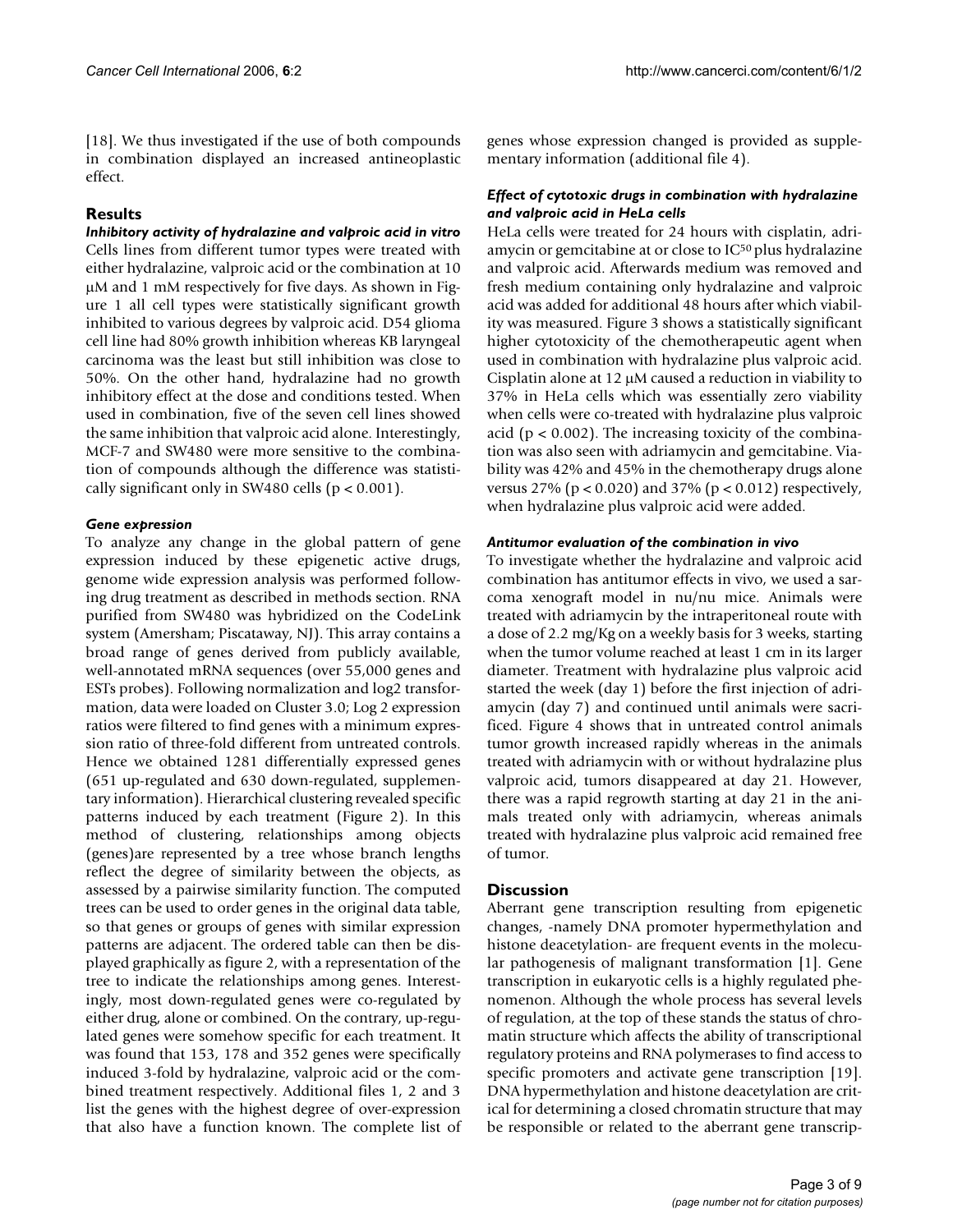[18]. We thus investigated if the use of both compounds in combination displayed an increased antineoplastic effect.

## Results

### *Inhibitory activity of hydralazine and valproic acid in vitro*

Cells lines from different tumor types were treated with either hydralazine, valproic acid or the combination at 10 μM and 1 mM respectively for five days. As shown in Figure 1 all cell types were statistically significant growth inhibited to various degrees by valproic acid. D54 glioma cell line had 80% growth inhibition whereas KB laryngeal carcinoma was the least but still inhibition was close to 50%. On the other hand, hydralazine had no growth inhibitory effect at the dose and conditions tested. When used in combination, five of the seven cell lines showed the same inhibition that valproic acid alone. Interestingly, MCF-7 and SW480 were more sensitive to the combination of compounds although the difference was statistically significant only in SW480 cells ($p < 0.001$).

### *Gene expression*

To analyze any change in the global pattern of gene expression induced by these epigenetic active drugs, genome wide expression analysis was performed following drug treatment as described in methods section. RNA purified from SW480 was hybridized on the CodeLink system (Amersham; Piscataway, NJ). This array contains a broad range of genes derived from publicly available, well-annotated mRNA sequences (over 55,000 genes and ESTs probes). Following normalization and log2 transformation, data were loaded on Cluster 3.0; Log 2 expression ratios were filtered to find genes with a minimum expression ratio of three-fold different from untreated controls. Hence we obtained 1281 differentially expressed genes (651 up-regulated and 630 down-regulated, supplementary information). Hierarchical clustering revealed specific patterns induced by each treatment (Figure 2). In this method of clustering, relationships among objects (genes)are represented by a tree whose branch lengths reflect the degree of similarity between the objects, as assessed by a pairwise similarity function. The computed trees can be used to order genes in the original data table, so that genes or groups of genes with similar expression patterns are adjacent. The ordered table can then be displayed graphically as figure 2, with a representation of the tree to indicate the relationships among genes. Interestingly, most down-regulated genes were co-regulated by either drug, alone or combined. On the contrary, up-regulated genes were somehow specific for each treatment. It was found that 153, 178 and 352 genes were specifically induced 3-fold by hydralazine, valproic acid or the combined treatment respectively. Additional files 1, 2 and 3 list the genes with the highest degree of over-expression that also have a function known. The complete list of genes whose expression changed is provided as supplementary information (additional file 4).

### *Effect of cytotoxic drugs in combination with hydralazine and valproic acid in HeLa cells*

HeLa cells were treated for 24 hours with cisplatin, adriamycin or gemcitabine at or close to $IC^{50}$ plus hydralazine and valproic acid. Afterwards medium was removed and fresh medium containing only hydralazine and valproic acid was added for additional 48 hours after which viability was measured. Figure 3 shows a statistically significant higher cytotoxicity of the chemotherapeutic agent when used in combination with hydralazine plus valproic acid. Cisplatin alone at 12 μM caused a reduction in viability to 37% in HeLa cells which was essentially zero viability when cells were co-treated with hydralazine plus valproic acid ($p < 0.002$). The increasing toxicity of the combination was also seen with adriamycin and gemcitabine. Viability was 42% and 45% in the chemotherapy drugs alone versus 27% ($p < 0.020$) and 37% ($p < 0.012$) respectively, when hydralazine plus valproic acid were added.

### *Antitumor evaluation of the combination in vivo*

To investigate whether the hydralazine and valproic acid combination has antitumor effects in vivo, we used a sarcoma xenograft model in nu/nu mice. Animals were treated with adriamycin by the intraperitoneal route with a dose of 2.2 mg/Kg on a weekly basis for 3 weeks, starting when the tumor volume reached at least 1 cm in its larger diameter. Treatment with hydralazine plus valproic acid started the week (day 1) before the first injection of adriamycin (day 7) and continued until animals were sacrificed. Figure 4 shows that in untreated control animals tumor growth increased rapidly whereas in the animals treated with adriamycin with or without hydralazine plus valproic acid, tumors disappeared at day 21. However, there was a rapid regrowth starting at day 21 in the animals treated only with adriamycin, whereas animals treated with hydralazine plus valproic acid remained free of tumor.

## Discussion

Aberrant gene transcription resulting from epigenetic changes, -namely DNA promoter hypermethylation and histone deacetylation- are frequent events in the molecular pathogenesis of malignant transformation [1]. Gene transcription in eukaryotic cells is a highly regulated phenomenon. Although the whole process has several levels of regulation, at the top of these stands the status of chromatin structure which affects the ability of transcriptional regulatory proteins and RNA polymerases to find access to specific promoters and activate gene transcription [19]. DNA hypermethylation and histone deacetylation are critical for determining a closed chromatin structure that may be responsible or related to the aberrant gene transcrip-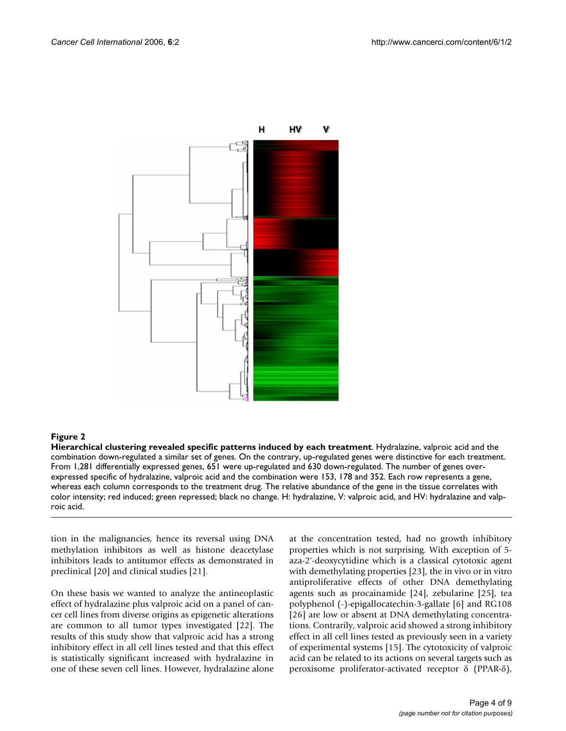**Figure 2**

**Hierarchical clustering revealed specific patterns induced by each treatment**. Hydralazine, valproic acid and the combination down-regulated a similar set of genes. On the contrary, up-regulated genes were distinctive for each treatment. From 1,281 differentially expressed genes, 651 were up-regulated and 630 down-regulated. The number of genes over-expressed specific of hydralazine, valproic acid and the combination were 153, 178 and 352. Each row represents a gene, whereas each column corresponds to the treatment drug. The relative abundance of the gene in the tissue correlates with color intensity; red induced; green repressed; black no change. H: hydralazine, V: valproic acid, and HV: hydralazine and valproic acid.

tion in the malignancies, hence its reversal using DNA methylation inhibitors as well as histone deacetylase inhibitors leads to antitumor effects as demonstrated in preclinical [20] and clinical studies [21].

On these basis we wanted to analyze the antineoplastic effect of hydralazine plus valproic acid on a panel of cancer cell lines from diverse origins as epigenetic alterations are common to all tumor types investigated [22]. The results of this study show that valproic acid has a strong inhibitory effect in all cell lines tested and that this effect is statistically significant increased with hydralazine in one of these seven cell lines. However, hydralazine alone at the concentration tested, had no growth inhibitory properties which is not surprising. With exception of 5-aza-2'-deoxycytidine which is a classical cytotoxic agent with demethylating properties [23], the in vivo or in vitro antiproliferative effects of other DNA demethylating agents such as procainamide [24], zebularine [25], tea polyphenol (-)-epigallocatechin-3-gallate [6] and RG108 [26] are low or absent at DNA demethylating concentrations. Contrarily, valproic acid showed a strong inhibitory effect in all cell lines tested as previously seen in a variety of experimental systems [15]. The cytotoxicity of valproic acid can be related to its actions on several targets such as peroxisome proliferator-activated receptor $\delta$ (PPAR-$\delta$),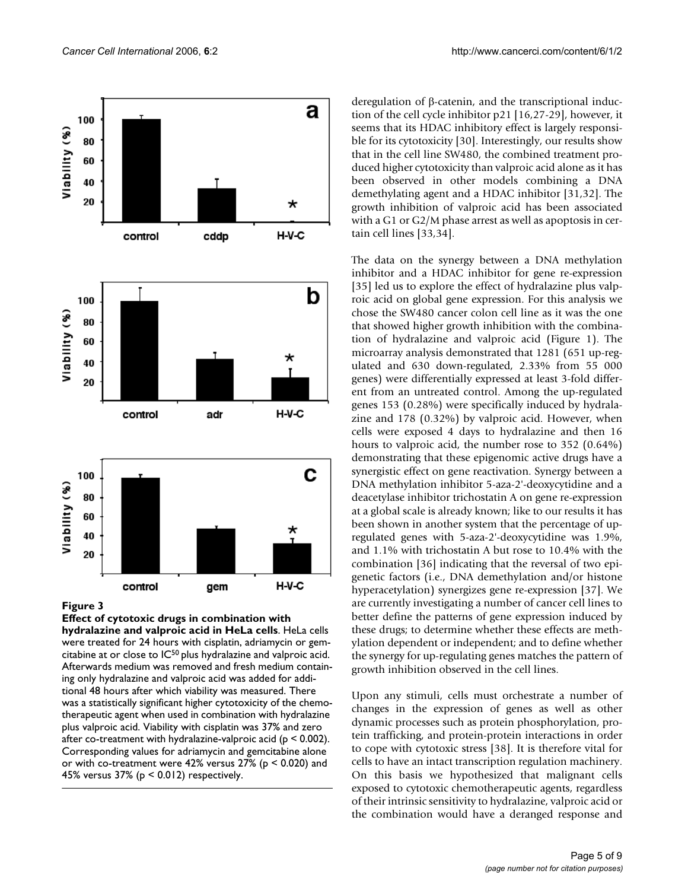**Figure 3**

**Effect of cytotoxic drugs in combination with hydralazine and valproic acid in HeLa cells**. HeLa cells were treated for 24 hours with cisplatin, adriamycin or gemcitabine at or close to $IC^{50}$ plus hydralazine and valproic acid. Afterwards medium was removed and fresh medium containing only hydralazine and valproic acid was added for additional 48 hours after which viability was measured. There was a statistically significant higher cytotoxicity of the chemotherapeutic agent when used in combination with hydralazine plus valproic acid. Viability with cisplatin was 37% and zero after co-treatment with hydralazine-valproic acid ($p < 0.002$). Corresponding values for adriamycin and gemcitabine alone or with co-treatment were 42% versus 27% ($p < 0.020$) and 45% versus 37% ($p < 0.012$) respectively.

deregulation of β-catenin, and the transcriptional induction of the cell cycle inhibitor p21 [16,27-29], however, it seems that its HDAC inhibitory effect is largely responsible for its cytotoxicity [30]. Interestingly, our results show that in the cell line SW480, the combined treatment produced higher cytotoxicity than valproic acid alone as it has been observed in other models combining a DNA demethylating agent and a HDAC inhibitor [31,32]. The growth inhibition of valproic acid has been associated with a G1 or G2/M phase arrest as well as apoptosis in certain cell lines [33,34].

The data on the synergy between a DNA methylation inhibitor and a HDAC inhibitor for gene re-expression [35] led us to explore the effect of hydralazine plus valproic acid on global gene expression. For this analysis we chose the SW480 cancer colon cell line as it was the one that showed higher growth inhibition with the combination of hydralazine and valproic acid (Figure 1). The microarray analysis demonstrated that 1281 (651 up-regulated and 630 down-regulated, 2.33% from 55 000 genes) were differentially expressed at least 3-fold different from an untreated control. Among the up-regulated genes 153 (0.28%) were specifically induced by hydralazine and 178 (0.32%) by valproic acid. However, when cells were exposed 4 days to hydralazine and then 16 hours to valproic acid, the number rose to 352 (0.64%) demonstrating that these epigenomic active drugs have a synergistic effect on gene reactivation. Synergy between a DNA methylation inhibitor 5-aza-2'-deoxycytidine and a deacetylase inhibitor trichostatin A on gene re-expression at a global scale is already known; like to our results it has been shown in another system that the percentage of up-regulated genes with 5-aza-2'-deoxycytidine was 1.9%, and 1.1% with trichostatin A but rose to 10.4% with the combination [36] indicating that the reversal of two epigenetic factors (i.e., DNA demethylation and/or histone hyperacetylation) synergizes gene re-expression [37]. We are currently investigating a number of cancer cell lines to better define the patterns of gene expression induced by these drugs; to determine whether these effects are methylation dependent or independent; and to define whether the synergy for up-regulating genes matches the pattern of growth inhibition observed in the cell lines.

Upon any stimuli, cells must orchestrate a number of changes in the expression of genes as well as other dynamic processes such as protein phosphorylation, protein trafficking, and protein-protein interactions in order to cope with cytotoxic stress [38]. It is therefore vital for cells to have an intact transcription regulation machinery. On this basis we hypothesized that malignant cells exposed to cytotoxic chemotherapeutic agents, regardless of their intrinsic sensitivity to hydralazine, valproic acid or the combination would have a deranged response and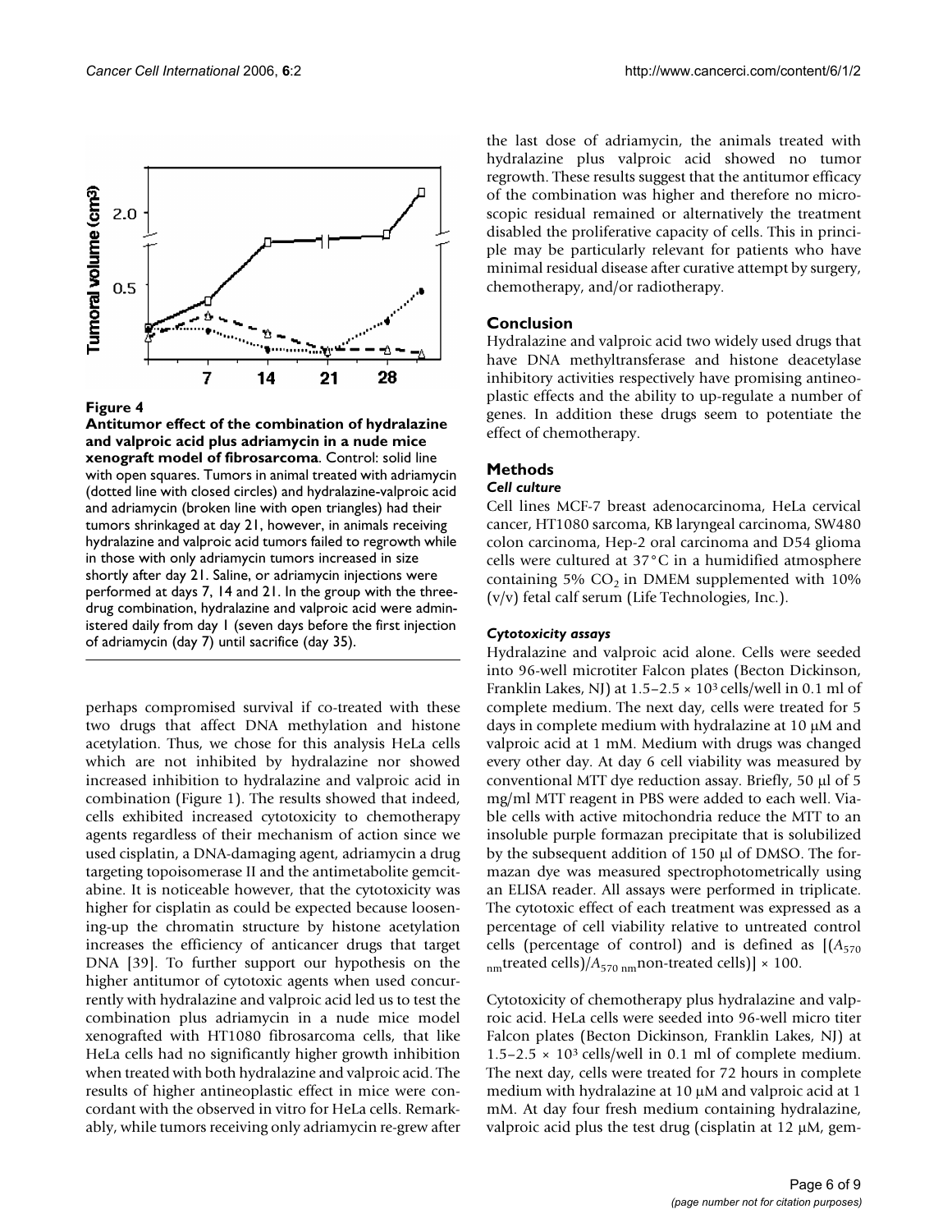**Figure 4**

**Antitumor effect of the combination of hydralazine and valproic acid plus adriamycin in a nude mice xenograft model of fibrosarcoma**. Control: solid line with open squares. Tumors in animal treated with adriamycin (dotted line with closed circles) and hydralazine-valproic acid and adriamycin (broken line with open triangles) had their tumors shrinkaged at day 21, however, in animals receiving hydralazine and valproic acid tumors failed to regrowth while in those with only adriamycin tumors increased in size shortly after day 21. Saline, or adriamycin injections were performed at days 7, 14 and 21. In the group with the three-drug combination, hydralazine and valproic acid were administered daily from day 1 (seven days before the first injection of adriamycin (day 7) until sacrifice (day 35).

perhaps compromised survival if co-treated with these two drugs that affect DNA methylation and histone acetylation. Thus, we chose for this analysis HeLa cells which are not inhibited by hydralazine nor showed increased inhibition to hydralazine and valproic acid in combination (Figure 1). The results showed that indeed, cells exhibited increased cytotoxicity to chemotherapy agents regardless of their mechanism of action since we used cisplatin, a DNA-damaging agent, adriamycin a drug targeting topoisomerase II and the antimetabolite gemcitabine. It is noticeable however, that the cytotoxicity was higher for cisplatin as could be expected because loosening-up the chromatin structure by histone acetylation increases the efficiency of anticancer drugs that target DNA [39]. To further support our hypothesis on the higher antitumor of cytotoxic agents when used concurrently with hydralazine and valproic acid led us to test the combination plus adriamycin in a nude mice model xenografted with HT1080 fibrosarcoma cells, that like HeLa cells had no significantly higher growth inhibition when treated with both hydralazine and valproic acid. The results of higher antineoplastic effect in mice were concordant with the observed in vitro for HeLa cells. Remarkably, while tumors receiving only adriamycin re-grew after the last dose of adriamycin, the animals treated with hydralazine plus valproic acid showed no tumor regrowth. These results suggest that the antitumor efficacy of the combination was higher and therefore no microscopic residual remained or alternatively the treatment disabled the proliferative capacity of cells. This in principle may be particularly relevant for patients who have minimal residual disease after curative attempt by surgery, chemotherapy, and/or radiotherapy.

## Conclusion

Hydralazine and valproic acid two widely used drugs that have DNA methyltransferase and histone deacetylase inhibitory activities respectively have promising antineoplastic effects and the ability to up-regulate a number of genes. In addition these drugs seem to potentiate the effect of chemotherapy.

## Methods

### *Cell culture*

Cell lines MCF-7 breast adenocarcinoma, HeLa cervical cancer, HT1080 sarcoma, KB laryngeal carcinoma, SW480 colon carcinoma, Hep-2 oral carcinoma and D54 glioma cells were cultured at 37°C in a humidified atmosphere containing 5% $CO_2$ in DMEM supplemented with 10% (v/v) fetal calf serum (Life Technologies, Inc.).

### *Cytotoxicity assays*

Hydralazine and valproic acid alone. Cells were seeded into 96-well microtiter Falcon plates (Becton Dickinson, Franklin Lakes, NJ) at $1.5–2.5 \times 10^3$ cells/well in 0.1 ml of complete medium. The next day, cells were treated for 5 days in complete medium with hydralazine at 10 μM and valproic acid at 1 mM. Medium with drugs was changed every other day. At day 6 cell viability was measured by conventional MTT dye reduction assay. Briefly, 50 μl of 5 mg/ml MTT reagent in PBS were added to each well. Viable cells with active mitochondria reduce the MTT to an insoluble purple formazan precipitate that is solubilized by the subsequent addition of 150 μl of DMSO. The formazan dye was measured spectrophotometrically using an ELISA reader. All assays were performed in triplicate. The cytotoxic effect of each treatment was expressed as a percentage of cell viability relative to untreated control cells (percentage of control) and is defined as $[(A_{570\ nm}\text{treated cells})/A_{570\ nm}\text{non-treated cells})] \times 100$.

Cytotoxicity of chemotherapy plus hydralazine and valproic acid. HeLa cells were seeded into 96-well micro titer Falcon plates (Becton Dickinson, Franklin Lakes, NJ) at $1.5–2.5 \times 10^3$ cells/well in 0.1 ml of complete medium. The next day, cells were treated for 72 hours in complete medium with hydralazine at 10 μM and valproic acid at 1 mM. At day four fresh medium containing hydralazine, valproic acid plus the test drug (cisplatin at 12 μM, gem-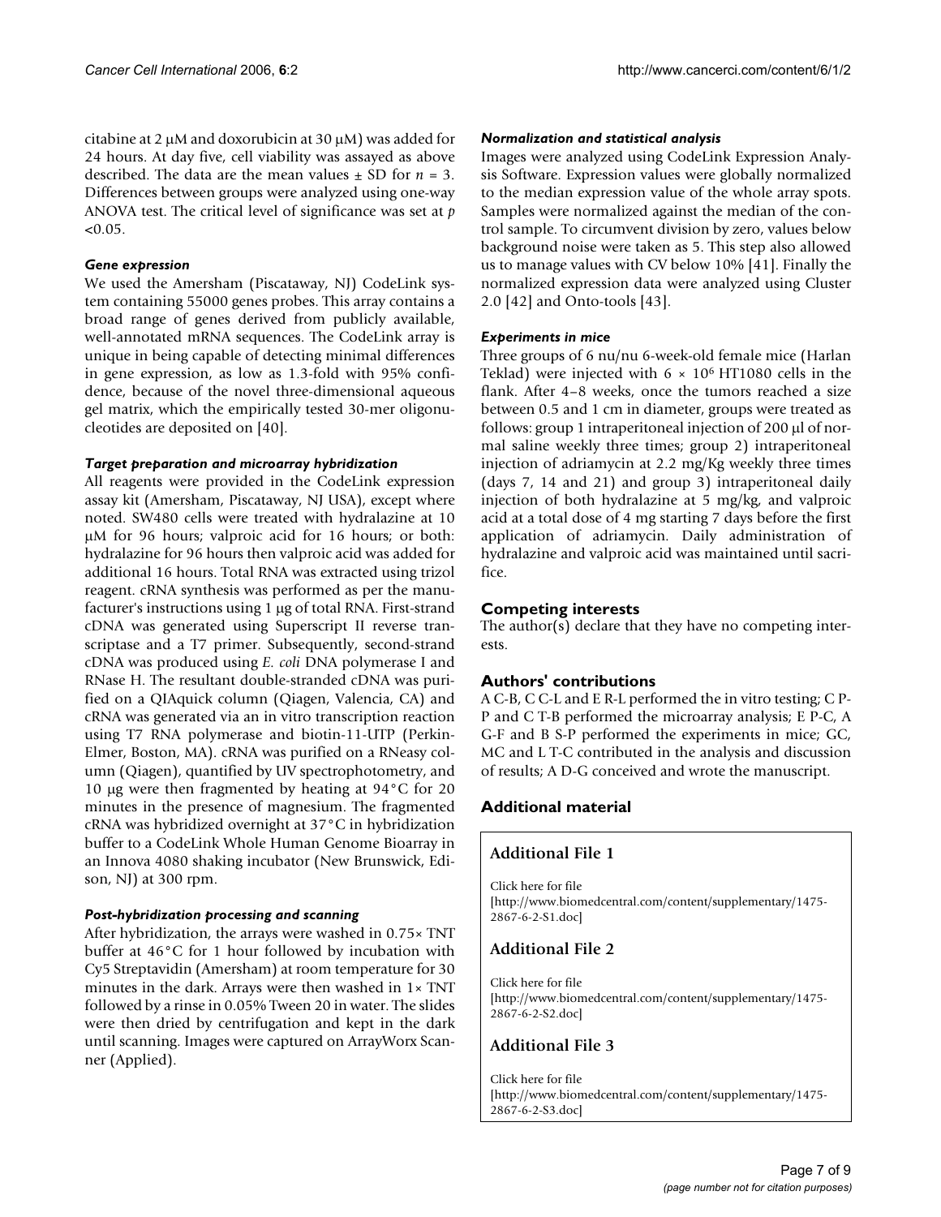citabine at 2 μM and doxorubicin at 30 μM) was added for 24 hours. At day five, cell viability was assayed as above described. The data are the mean values ± SD for $n = 3$. Differences between groups were analyzed using one-way ANOVA test. The critical level of significance was set at $p < 0.05$.

### *Gene expression*

We used the Amersham (Piscataway, NJ) CodeLink system containing 55000 genes probes. This array contains a broad range of genes derived from publicly available, well-annotated mRNA sequences. The CodeLink array is unique in being capable of detecting minimal differences in gene expression, as low as 1.3-fold with 95% confidence, because of the novel three-dimensional aqueous gel matrix, which the empirically tested 30-mer oligonucleotides are deposited on [40].

### *Target preparation and microarray hybridization*

All reagents were provided in the CodeLink expression assay kit (Amersham, Piscataway, NJ USA), except where noted. SW480 cells were treated with hydralazine at 10 μM for 96 hours; valproic acid for 16 hours; or both: hydralazine for 96 hours then valproic acid was added for additional 16 hours. Total RNA was extracted using trizol reagent. cRNA synthesis was performed as per the manufacturer's instructions using 1 μg of total RNA. First-strand cDNA was generated using Superscript II reverse transcriptase and a T7 primer. Subsequently, second-strand cDNA was produced using *E. coli* DNA polymerase I and RNase H. The resultant double-stranded cDNA was purified on a QIAquick column (Qiagen, Valencia, CA) and cRNA was generated via an in vitro transcription reaction using T7 RNA polymerase and biotin-11-UTP (Perkin-Elmer, Boston, MA). cRNA was purified on a RNeasy column (Qiagen), quantified by UV spectrophotometry, and 10 μg were then fragmented by heating at 94°C for 20 minutes in the presence of magnesium. The fragmented cRNA was hybridized overnight at 37°C in hybridization buffer to a CodeLink Whole Human Genome Bioarray in an Innova 4080 shaking incubator (New Brunswick, Edison, NJ) at 300 rpm.

### *Post-hybridization processing and scanning*

After hybridization, the arrays were washed in 0.75× TNT buffer at 46°C for 1 hour followed by incubation with Cy5 Streptavidin (Amersham) at room temperature for 30 minutes in the dark. Arrays were then washed in 1× TNT followed by a rinse in 0.05% Tween 20 in water. The slides were then dried by centrifugation and kept in the dark until scanning. Images were captured on ArrayWorx Scanner (Applied).

### *Normalization and statistical analysis*

Images were analyzed using CodeLink Expression Analysis Software. Expression values were globally normalized to the median expression value of the whole array spots. Samples were normalized against the median of the control sample. To circumvent division by zero, values below background noise were taken as 5. This step also allowed us to manage values with CV below 10% [41]. Finally the normalized expression data were analyzed using Cluster 2.0 [42] and Onto-tools [43].

### *Experiments in mice*

Three groups of 6 nu/nu 6-week-old female mice (Harlan Teklad) were injected with $6 \times 10^6$ HT1080 cells in the flank. After 4–8 weeks, once the tumors reached a size between 0.5 and 1 cm in diameter, groups were treated as follows: group 1 intraperitoneal injection of 200 μl of normal saline weekly three times; group 2) intraperitoneal injection of adriamycin at 2.2 mg/Kg weekly three times (days 7, 14 and 21) and group 3) intraperitoneal daily injection of both hydralazine at 5 mg/kg, and valproic acid at a total dose of 4 mg starting 7 days before the first application of adriamycin. Daily administration of hydralazine and valproic acid was maintained until sacrifice.

## Competing interests

The author(s) declare that they have no competing interests.

## Authors' contributions

A C-B, C C-L and E R-L performed the in vitro testing; C P-P and C T-B performed the microarray analysis; E P-C, A G-F and B S-P performed the experiments in mice; GC, MC and L T-C contributed in the analysis and discussion of results; A D-G conceived and wrote the manuscript.

## Additional material

### Additional File 1

Click here for file
[http://www.biomedcentral.com/content/supplementary/1475-2867-6-2-S1.doc]

### Additional File 2

Click here for file
[http://www.biomedcentral.com/content/supplementary/1475-2867-6-2-S2.doc]

### Additional File 3

Click here for file
[http://www.biomedcentral.com/content/supplementary/1475-2867-6-2-S3.doc]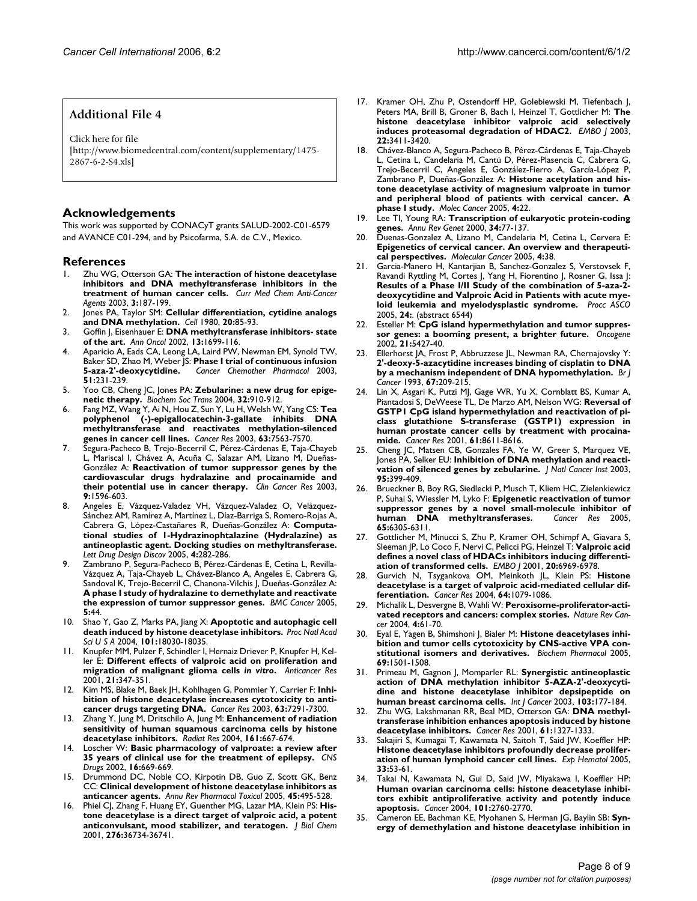## Additional File 4

Click here for file
[http://www.biomedcentral.com/content/supplementary/1475-2867-6-2-S4.xls]

## Acknowledgements

This work was supported by CONACyT grants SALUD-2002-C01-6579 and AVANCE C01-294, and by Psicofarma, S.A. de C.V., Mexico.

## References

1. Zhu WG, Otterson GA: **The interaction of histone deacetylase inhibitors and DNA methyltransferase inhibitors in the treatment of human cancer cells.** *Curr Med Chem Anti-Cancer Agents* 2003, **3:**187-199.
2. Jones PA, Taylor SM: **Cellular differentiation, cytidine analogs and DNA methylation.** *Cell* 1980, **20:**85-93.
3. Goffin J, Eisenhauer E: **DNA methyltransferase inhibitors- state of the art.** *Ann Oncol* 2002, **13:**1699-116.
4. Aparicio A, Eads CA, Leong LA, Laird PW, Newman EM, Synold TW, Baker SD, Zhao M, Weber JS: **Phase I trial of continuous infusion 5-aza-2'-deoxycytidine.** *Cancer Chemother Pharmacol* 2003, **51:**231-239.
5. Yoo CB, Cheng JC, Jones PA: **Zebularine: a new drug for epigenetic therapy.** *Biochem Soc Trans* 2004, **32:**910-912.
6. Fang MZ, Wang Y, Ai N, Hou Z, Sun Y, Lu H, Welsh W, Yang CS: **Tea polyphenol (-)-epigallocatechin-3-gallate inhibits DNA methyltransferase and reactivates methylation-silenced genes in cancer cell lines.** *Cancer Res* 2003, **63:**7563-7570.
7. Segura-Pacheco B, Trejo-Becerril C, Pérez-Cárdenas E, Taja-Chayeb L, Mariscal I, Chávez A, Acuña C, Salazar AM, Lizano M, Dueñas-González A: **Reactivation of tumor suppressor genes by the cardiovascular drugs hydralazine and procainamide and their potential use in cancer therapy.** *Clin Cancer Res* 2003, **9:**1596-603.
8. Angeles E, Vázquez-Valadez VH, Vázquez-Valadez O, Velázquez-Sánchez AM, Ramírez A, Martínez L, Díaz-Barriga S, Romero-Rojas A, Cabrera G, López-Castañares R, Dueñas-González A: **Computational studies of 1-Hydrazinophtalazine (Hydralazine) as antineoplastic agent. Docking studies on methyltransferase.** *Lett Drug Design Discov* 2005, **4:**282-286.
9. Zambrano P, Segura-Pacheco B, Pérez-Cárdenas E, Cetina L, Revilla-Vázquez A, Taja-Chayeb L, Chávez-Blanco A, Angeles E, Cabrera G, Sandoval K, Trejo-Becerril C, Chanona-Vilchis J, Dueñas-González A: **A phase I study of hydralazine to demethylate and reactivate the expression of tumor suppressor genes.** *BMC Cancer* 2005, **5:**44.
10. Shao Y, Gao Z, Marks PA, Jiang X: **Apoptotic and autophagic cell death induced by histone deacetylase inhibitors.** *Proc Natl Acad Sci U S A* 2004, **101:**18030-18035.
11. Knupfer MM, Pulzer F, Schindler I, Hernaiz Driever P, Knupfer H, Keller E: **Different effects of valproic acid on proliferation and migration of malignant glioma cells *in vitro*.** *Anticancer Res* 2001, **21:**347-351.
12. Kim MS, Blake M, Baek JH, Kohlhagen G, Pommier Y, Carrier F: **Inhibition of histone deacetylase increases cytotoxicity to anticancer drugs targeting DNA.** *Cancer Res* 2003, **63:**7291-7300.
13. Zhang Y, Jung M, Dritschilo A, Jung M: **Enhancement of radiation sensitivity of human squamous carcinoma cells by histone deacetylase inhibitors.** *Radiat Res* 2004, **161:**667-674.
14. Loscher W: **Basic pharmacology of valproate: a review after 35 years of clinical use for the treatment of epilepsy.** *CNS Drugs* 2002, **16:**669-669.
15. Drummond DC, Noble CO, Kirpotin DB, Guo Z, Scott GK, Benz CC: **Clinical development of histone deacetylase inhibitors as anticancer agents.** *Annu Rev Pharmacol Toxicol* 2005, **45:**495-528.
16. Phiel CJ, Zhang F, Huang EY, Guenther MG, Lazar MA, Klein PS: **Histone deacetylase is a direct target of valproic acid, a potent anticonvulsant, mood stabilizer, and teratogen.** *J Biol Chem* 2001, **276:**36734-36741.
17. Kramer OH, Zhu P, Ostendorff HP, Golebiewski M, Tiefenbach J, Peters MA, Brill B, Groner B, Bach I, Heinzel T, Gottlicher M: **The histone deacetylase inhibitor valproic acid selectively induces proteasomal degradation of HDAC2.** *EMBO J* 2003, **22:**3411-3420.
18. Chávez-Blanco A, Segura-Pacheco B, Pérez-Cárdenas E, Taja-Chayeb L, Cetina L, Candelaria M, Cantú D, Pérez-Plasencia C, Cabrera G, Trejo-Becerril C, Angeles E, González-Fierro A, García-López P, Zambrano P, Dueñas-González A: **Histone acetylation and histone deacetylase activity of magnesium valproate in tumor and peripheral blood of patients with cervical cancer. A phase I study.** *Molec Cancer* 2005, **4:**22.
19. Lee TI, Young RA: **Transcription of eukaryotic protein-coding genes.** *Annu Rev Genet* 2000, **34:**77-137.
20. Duenas-Gonzalez A, Lizano M, Candelaria M, Cetina L, Cervera E: **Epigenetics of cervical cancer. An overview and therapeutical perspectives.** *Molecular Cancer* 2005, **4:**38.
21. Garcia-Manero H, Kantarjian B, Sanchez-Gonzalez S, Verstovsek F, Ravandi Ryttling M, Cortes J, Yang H, Fiorentino J, Rosner G, Issa J: **Results of a Phase I/II Study of the combination of 5-aza-2-deoxycytidine and Valproic Acid in Patients with acute myeloid leukemia and myelodysplastic syndrome.** *Procc ASCO* 2005, **24:**. (abstract 6544)
22. Esteller M: **CpG island hypermethylation and tumor suppressor genes: a booming present, a brighter future.** *Oncogene* 2002, **21:**5427-40.
23. Ellerhorst JA, Frost P, Abbruzzese JL, Newman RA, Chernajovsky Y: **2'-deoxy-5-azacytidine increases binding of cisplatin to DNA by a mechanism independent of DNA hypomethylation.** *Br J Cancer* 1993, **67:**209-215.
24. Lin X, Asgari K, Putzi MJ, Gage WR, Yu X, Cornblatt BS, Kumar A, Piantadosi S, DeWeese TL, De Marzo AM, Nelson WG: **Reversal of GSTP1 CpG island hypermethylation and reactivation of pi-class glutathione S-transferase (GSTP1) expression in human prostate cancer cells by treatment with procainamide.** *Cancer Res* 2001, **61:**8611-8616.
25. Cheng JC, Matsen CB, Gonzales FA, Ye W, Greer S, Marquez VE, Jones PA, Selker EU: **Inhibition of DNA methylation and reactivation of silenced genes by zebularine.** *J Natl Cancer Inst* 2003, **95:**399-409.
26. Brueckner B, Boy RG, Siedlecki P, Musch T, Kliem HC, Zielenkiewicz P, Suhai S, Wiessler M, Lyko F: **Epigenetic reactivation of tumor suppressor genes by a novel small-molecule inhibitor of human DNA methyltransferases.** *Cancer Res* 2005, **65:**6305-6311.
27. Gottlicher M, Minucci S, Zhu P, Kramer OH, Schimpf A, Giavara S, Sleeman JP, Lo Coco F, Nervi C, Pelicci PG, Heinzel T: **Valproic acid defines a novel class of HDACs inhibitors inducing differentiation of transformed cells.** *EMBO J* 2001, **20:**6969-6978.
28. Gurvich N, Tsygankova OM, Meinkoth JL, Klein PS: **Histone deacetylase is a target of valproic acid-mediated cellular differentiation.** *Cancer Res* 2004, **64:**1079-1086.
29. Michalik L, Desvergne B, Wahli W: **Peroxisome-proliferator-activated receptors and cancers: complex stories.** *Nature Rev Cancer* 2004, **4:**61-70.
30. Eyal E, Yagen B, Shimshoni J, Bialer M: **Histone deacetylases inhibition and tumor cells cytotoxicity by CNS-active VPA constitutional isomers and derivatives.** *Biochem Pharmacol* 2005, **69:**1501-1508.
31. Primeau M, Gagnon J, Momparler RL: **Synergistic antineoplastic action of DNA methylation inhibitor 5-AZA-2'-deoxycytidine and histone deacetylase inhibitor depsipeptide on human breast carcinoma cells.** *Int J Cancer* 2003, **103:**177-184.
32. Zhu WG, Lakshmanan RR, Beal MD, Otterson GA: **DNA methyltransferase inhibition enhances apoptosis induced by histone deacetylase inhibitors.** *Cancer Res* 2001, **61:**1327-1333.
33. Sakajiri S, Kumagai T, Kawamata N, Saitoh T, Said JW, Koeffler HP: **Histone deacetylase inhibitors profoundly decrease proliferation of human lymphoid cancer cell lines.** *Exp Hematol* 2005, **33:**53-61.
34. Takai N, Kawamata N, Gui D, Said JW, Miyakawa I, Koeffler HP: **Human ovarian carcinoma cells: histone deacetylase inhibitors exhibit antiproliferative activity and potently induce apoptosis.** *Cancer* 2004, **101:**2760-2770.
35. Cameron EE, Bachman KE, Myohanen S, Herman JG, Baylin SB: **Synergy of demethylation and histone deacetylase inhibition in**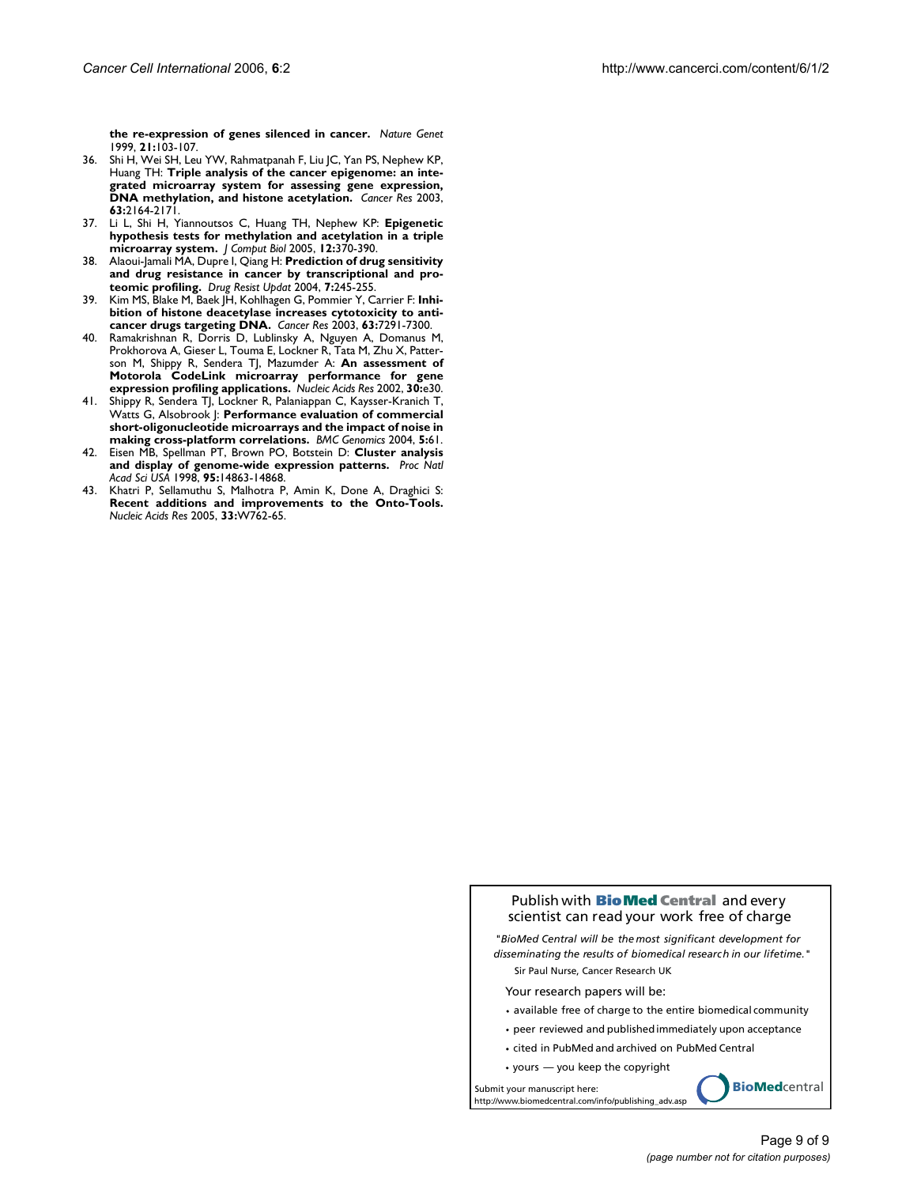the re-expression of genes silenced in cancer. *Nature Genet* 1999, **21:**103-107.

36. Shi H, Wei SH, Leu YW, Rahmatpanah F, Liu JC, Yan PS, Nephew KP, Huang TH: **Triple analysis of the cancer epigenome: an integrated microarray system for assessing gene expression, DNA methylation, and histone acetylation.** *Cancer Res* 2003, **63:**2164-2171.
37. Li L, Shi H, Yiannoutsos C, Huang TH, Nephew KP: **Epigenetic hypothesis tests for methylation and acetylation in a triple microarray system.** *J Comput Biol* 2005, **12:**370-390.
38. Alaoui-Jamali MA, Dupre I, Qiang H: **Prediction of drug sensitivity and drug resistance in cancer by transcriptional and proteomic profiling.** *Drug Resist Updat* 2004, **7:**245-255.
39. Kim MS, Blake M, Baek JH, Kohlhagen G, Pommier Y, Carrier F: **Inhibition of histone deacetylase increases cytotoxicity to anticancer drugs targeting DNA.** *Cancer Res* 2003, **63:**7291-7300.
40. Ramakrishnan R, Dorris D, Lublinsky A, Nguyen A, Domanus M, Prokhorova A, Gieser L, Touma E, Lockner R, Tata M, Zhu X, Patterson M, Shippy R, Sendera TJ, Mazumder A: **An assessment of Motorola CodeLink microarray performance for gene expression profiling applications.** *Nucleic Acids Res* 2002, **30:**e30.
41. Shippy R, Sendera TJ, Lockner R, Palaniappan C, Kaysser-Kranich T, Watts G, Alsobrook J: **Performance evaluation of commercial short-oligonucleotide microarrays and the impact of noise in making cross-platform correlations.** *BMC Genomics* 2004, **5:**61.
42. Eisen MB, Spellman PT, Brown PO, Botstein D: **Cluster analysis and display of genome-wide expression patterns.** *Proc Natl Acad Sci USA* 1998, **95:**14863-14868.
43. Khatri P, Sellamuthu S, Malhotra P, Amin K, Done A, Draghici S: **Recent additions and improvements to the Onto-Tools.** *Nucleic Acids Res* 2005, **33:**W762-65.

Publish with **BioMed Central** and every scientist can read your work free of charge

*"BioMed Central will be the most significant development for disseminating the results of biomedical research in our lifetime."*

Sir Paul Nurse, Cancer Research UK

Your research papers will be:

- available free of charge to the entire biomedical community
- peer reviewed and published immediately upon acceptance
- cited in PubMed and archived on PubMed Central
- yours — you keep the copyright

Submit your manuscript here:
http://www.biomedcentral.com/info/publishing_adv.asp

**BioMed**central